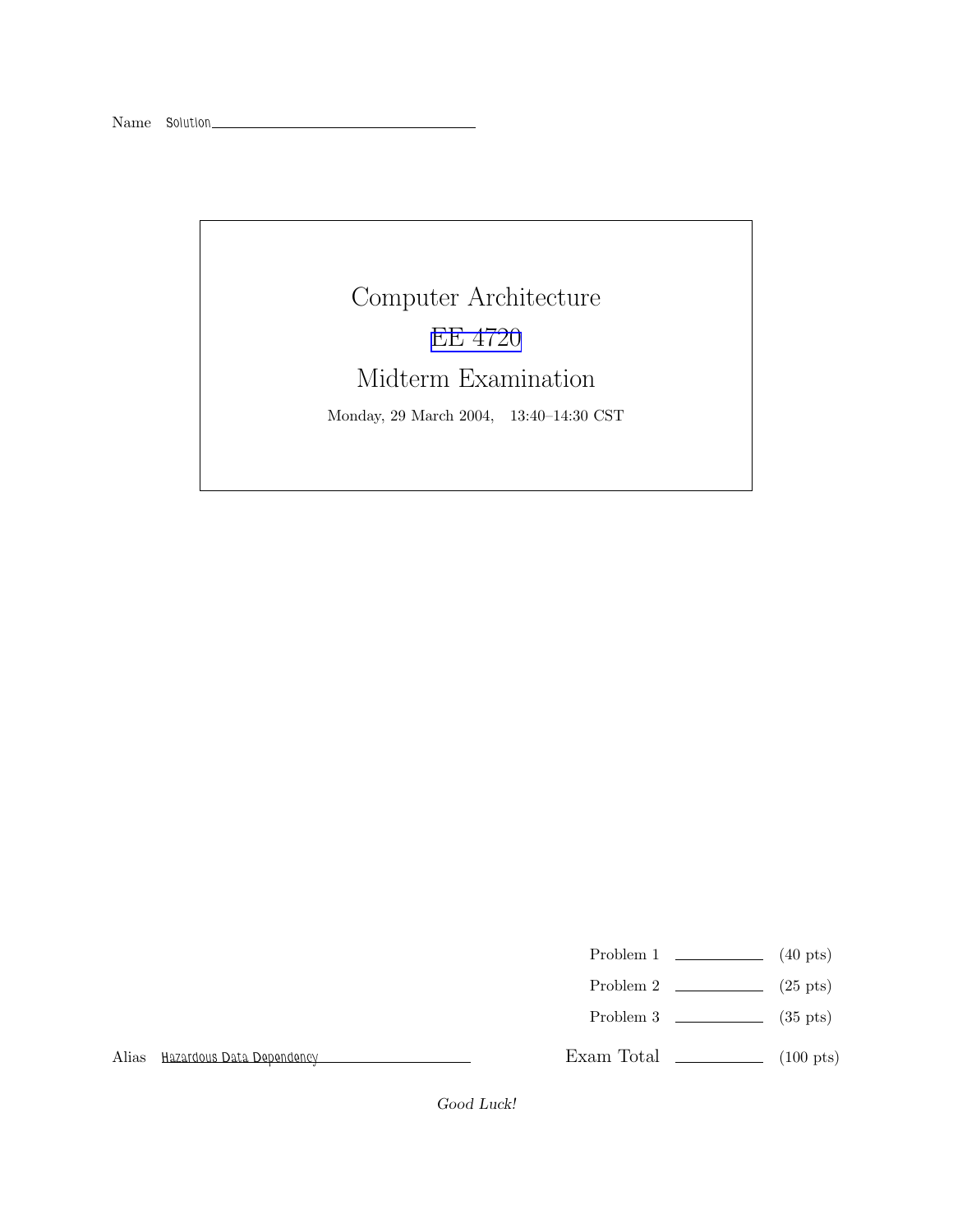Name Solution

# Computer Architecture

## EE 4720

## Midterm Examination

Monday, 29 March 2004, 13:40–14:30 CST

| | | |
|---|---|---|
| Problem 1 | | (40 pts) |
| Problem 2 | | (25 pts) |
| Problem 3 | | (35 pts) |
| Exam Total | | (100 pts) |

Alias Hazardous Data Dependency

*Good Luck!*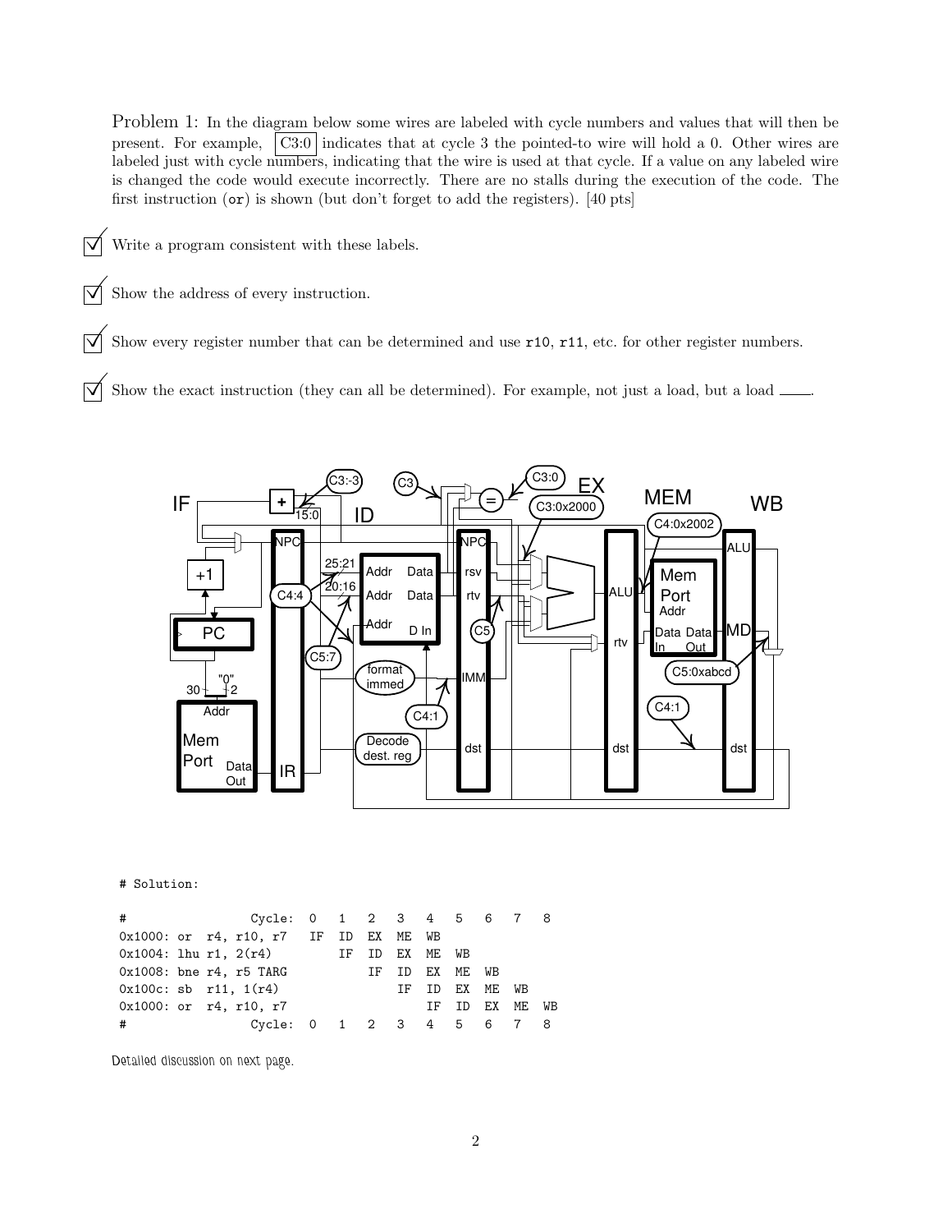Problem 1: In the diagram below some wires are labeled with cycle numbers and values that will then be present. For example, C3:0 indicates that at cycle 3 the pointed-to wire will hold a 0. Other wires are labeled just with cycle numbers, indicating that the wire is used at that cycle. If a value on any labeled wire is changed the code would execute incorrectly. There are no stalls during the execution of the code. The first instruction (`or`) is shown (but don't forget to add the registers). [40 pts]

- ☑ Write a program consistent with these labels.
- ☑ Show the address of every instruction.
- ☑ Show every register number that can be determined and use `r10`, `r11`, etc. for other register numbers.
- ☑ Show the exact instruction (they can all be determined). For example, not just a load, but a load ____.

```
# Solution:

#                Cycle:  0   1   2   3   4   5   6   7   8
0x1000: or  r4, r10, r7   IF  ID  EX  ME  WB
0x1004: lhu r1, 2(r4)         IF  ID  EX  ME  WB
0x1008: bne r4, r5 TARG           IF  ID  EX  ME  WB
0x100c: sb  r11, 1(r4)                IF  ID  EX  ME  WB
0x1000: or  r4, r10, r7                   IF  ID  EX  ME  WB
#                Cycle:  0   1   2   3   4   5   6   7   8
```

Detailed discussion on next page.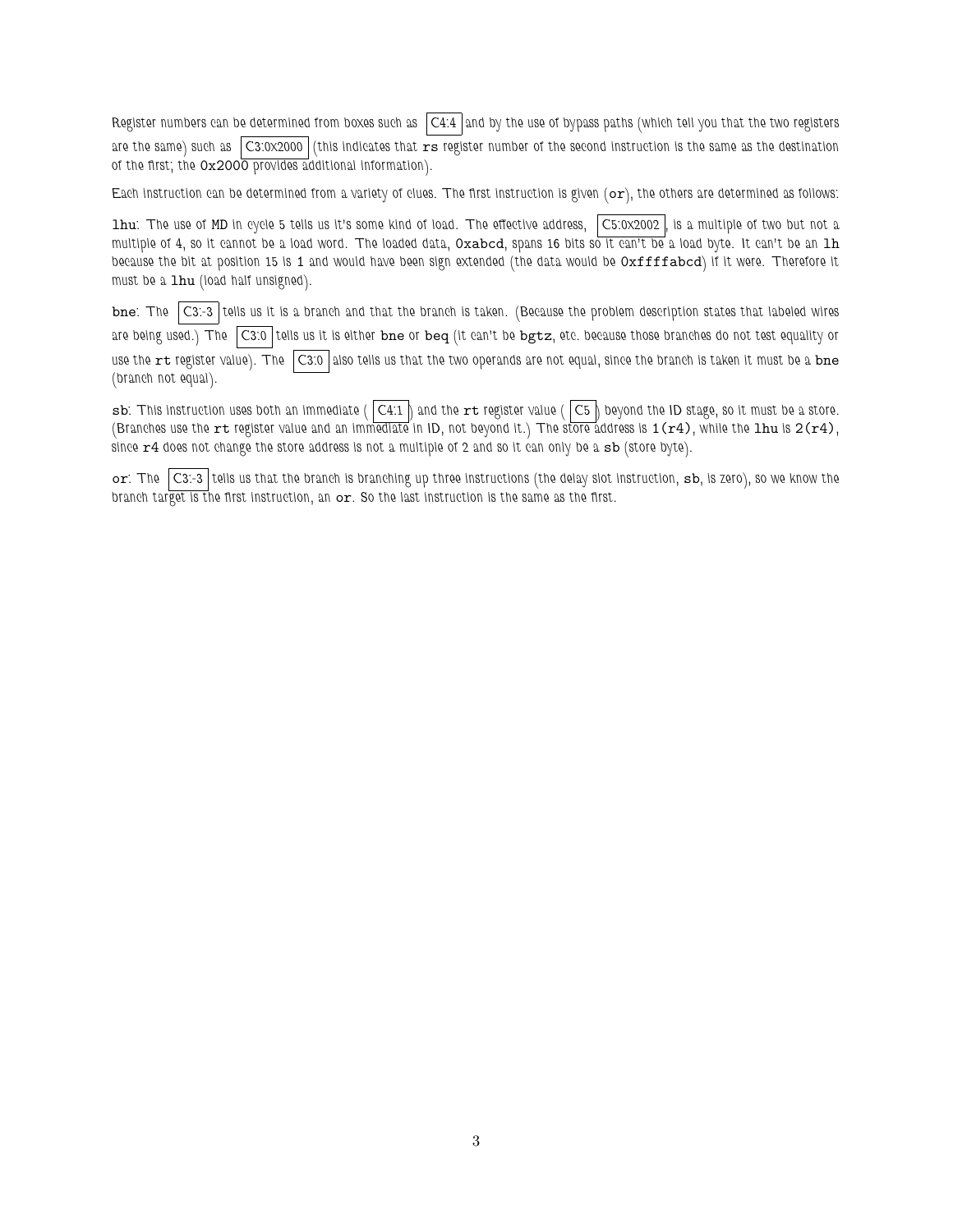Register numbers can be determined from boxes such as C4:4 and by the use of bypass paths (which tell you that the two registers are the same) such as C3:0x2000 (this indicates that `rs` register number of the second instruction is the same as the destination of the first; the `0x2000` provides additional information).

Each instruction can be determined from a variety of clues. The first instruction is given (`or`), the others are determined as follows:

`lhu`: The use of MD in cycle 5 tells us it's some kind of load. The effective address, C5:0x2002, is a multiple of two but not a multiple of 4, so it cannot be a load word. The loaded data, `0xabcd`, spans 16 bits so it can't be a load byte. It can't be an `lh` because the bit at position 15 is `1` and would have been sign extended (the data would be `0xffffabcd`) if it were. Therefore it must be a `lhu` (load half unsigned).

`bne`: The C3:-3 tells us it is a branch and that the branch is taken. (Because the problem description states that labeled wires are being used.) The C3:0 tells us it is either `bne` or `beq` (it can't be `bgtz`, etc. because those branches do not test equality or use the `rt` register value). The C3:0 also tells us that the two operands are not equal, since the branch is taken it must be a `bne` (branch not equal).

`sb`: This instruction uses both an immediate ( C4:1 ) and the `rt` register value ( C5 ) beyond the ID stage, so it must be a store. (Branches use the `rt` register value and an immediate in ID, not beyond it.) The store address is `1(r4)`, while the `lhu` is `2(r4)`, since `r4` does not change the store address is not a multiple of 2 and so it can only be a `sb` (store byte).

`or`: The C3:-3 tells us that the branch is branching up three instructions (the delay slot instruction, `sb`, is zero), so we know the branch target is the first instruction, an `or`. So the last instruction is the same as the first.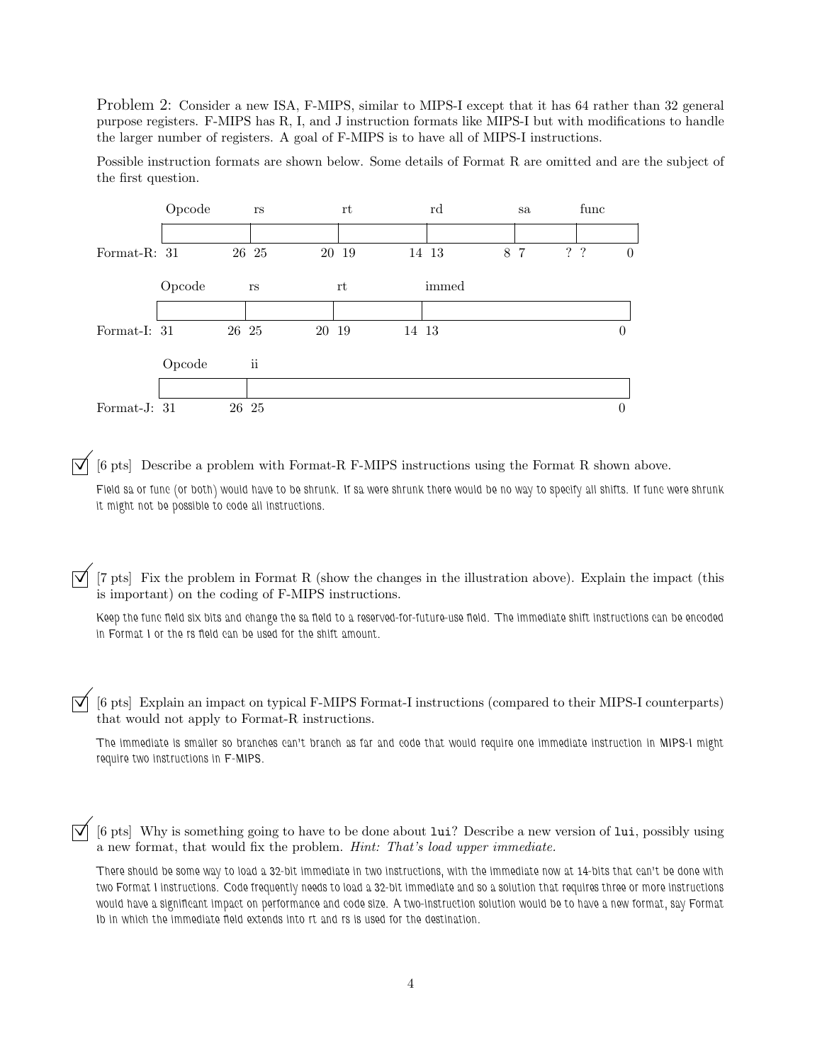Problem 2: Consider a new ISA, F-MIPS, similar to MIPS-I except that it has 64 rather than 32 general purpose registers. F-MIPS has R, I, and J instruction formats like MIPS-I but with modifications to handle the larger number of registers. A goal of F-MIPS is to have all of MIPS-I instructions.

Possible instruction formats are shown below. Some details of Format R are omitted and are the subject of the first question.

**Format-R:**

| Opcode | rs | rt | rd | sa | func |
|---|---|---|---|---|---|
| 31 26 | 25 20 | 19 14 | 13 8 | 7 ? | ? 0 |

**Format-I:**

| Opcode | rs | rt | immed |
|---|---|---|---|
| 31 26 | 25 20 | 19 14 | 13 0 |

**Format-J:**

| Opcode | ii |
|---|---|
| 31 26 | 25 0 |

☑ [6 pts] Describe a problem with Format-R F-MIPS instructions using the Format R shown above.

Field sa or func (or both) would have to be shrunk. If sa were shrunk there would be no way to specify all shifts. If func were shrunk it might not be possible to code all instructions.

☑ [7 pts] Fix the problem in Format R (show the changes in the illustration above). Explain the impact (this is important) on the coding of F-MIPS instructions.

Keep the func field six bits and change the sa field to a reserved-for-future-use field. The immediate shift instructions can be encoded in Format I or the rs field can be used for the shift amount.

☑ [6 pts] Explain an impact on typical F-MIPS Format-I instructions (compared to their MIPS-I counterparts) that would not apply to Format-R instructions.

The immediate is smaller so branches can't branch as far and code that would require one immediate instruction in MIPS-I might require two instructions in F-MIPS.

☑ [6 pts] Why is something going to have to be done about `lui`? Describe a new version of `lui`, possibly using a new format, that would fix the problem. *Hint: That's load upper immediate.*

There should be some way to load a 32-bit immediate in two instructions, with the immediate now at 14-bits that can't be done with two Format I instructions. Code frequently needs to load a 32-bit immediate and so a solution that requires three or more instructions would have a significant impact on performance and code size. A two-instruction solution would be to have a new format, say Format Ib in which the immediate field extends into rt and rs is used for the destination.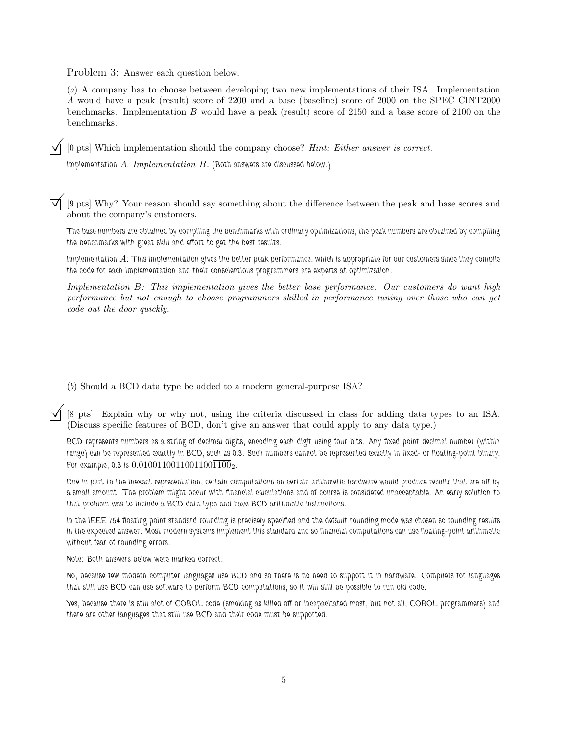Problem 3: Answer each question below.

(*a*) A company has to choose between developing two new implementations of their ISA. Implementation *A* would have a peak (result) score of 2200 and a base (baseline) score of 2000 on the SPEC CINT2000 benchmarks. Implementation *B* would have a peak (result) score of 2150 and a base score of 2100 on the benchmarks.

☑ [0 pts] Which implementation should the company choose? *Hint: Either answer is correct.*

Implementation *A*. *Implementation B*. (Both answers are discussed below.)

☑ [9 pts] Why? Your reason should say something about the difference between the peak and base scores and about the company's customers.

The base numbers are obtained by compiling the benchmarks with ordinary optimizations, the peak numbers are obtained by compiling the benchmarks with great skill and effort to get the best results.

Implementation *A*: This implementation gives the better peak performance, which is appropriate for our customers since they compile the code for each implementation and their conscientious programmers are experts at optimization.

*Implementation B: This implementation gives the better base performance. Our customers do want high performance but not enough to choose programmers skilled in performance tuning over those who can get code out the door quickly.*

(*b*) Should a BCD data type be added to a modern general-purpose ISA?

☑ [8 pts] Explain why or why not, using the criteria discussed in class for adding data types to an ISA. (Discuss specific features of BCD, don't give an answer that could apply to any data type.)

BCD represents numbers as a string of decimal digits, encoding each digit using four bits. Any fixed point decimal number (within range) can be represented exactly in BCD, such as 0.3. Such numbers cannot be represented exactly in fixed- or floating-point binary. For example, 0.3 is $0.0100110011001100\overline{1100}_2$.

Due in part to the inexact representation, certain computations on certain arithmetic hardware would produce results that are off by a small amount. The problem might occur with financial calculations and of course is considered unacceptable. An early solution to that problem was to include a BCD data type and have BCD arithmetic instructions.

In the IEEE 754 floating point standard rounding is precisely specified and the default rounding mode was chosen so rounding results in the expected answer. Most modern systems implement this standard and so financial computations can use floating-point arithmetic without fear of rounding errors.

Note: Both answers below were marked correct.

No, because few modern computer languages use BCD and so there is no need to support it in hardware. Compilers for languages that still use BCD can use software to perform BCD computations, so it will still be possible to run old code.

Yes, because there is still alot of COBOL code (smoking as killed off or incapacitated most, but not all, COBOL programmers) and there are other languages that still use BCD and their code must be supported.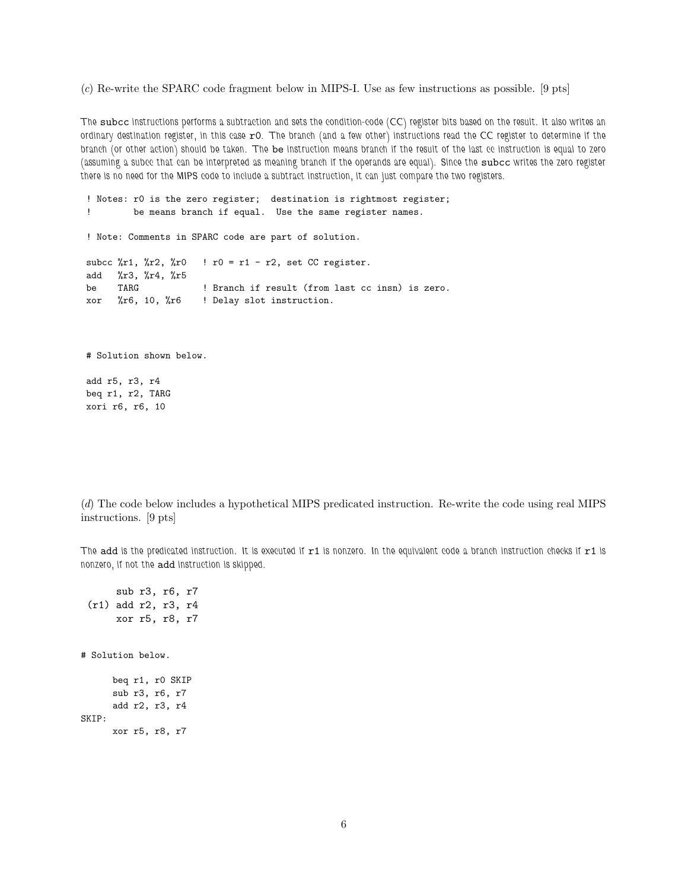(*c*) Re-write the SPARC code fragment below in MIPS-I. Use as few instructions as possible. [9 pts]

*The* `subcc` *instructions performs a subtraction and sets the condition-code (CC) register bits based on the result. It also writes an ordinary destination register, in this case* `r0`*. The branch (and a few other) instructions read the CC register to determine if the branch (or other action) should be taken. The* `be` *instruction means branch if the result of the last cc instruction is equal to zero (assuming a subcc that can be interpreted as meaning branch if the operands are equal). Since the* `subcc` *writes the zero register there is no need for the MIPS code to include a subtract instruction, it can just compare the two registers.*

```
! Notes: r0 is the zero register;  destination is rightmost register;
!        be means branch if equal.  Use the same register names.

! Note: Comments in SPARC code are part of solution.

subcc %r1, %r2, %r0   ! r0 = r1 - r2, set CC register.
add   %r3, %r4, %r5
be    TARG            ! Branch if result (from last cc insn) is zero.
xor   %r6, 10, %r6    ! Delay slot instruction.
```

```
# Solution shown below.

add r5, r3, r4
beq r1, r2, TARG
xori r6, r6, 10
```

(*d*) The code below includes a hypothetical MIPS predicated instruction. Re-write the code using real MIPS instructions. [9 pts]

*The* `add` *is the predicated instruction. It is executed if* `r1` *is nonzero. In the equivalent code a branch instruction checks if* `r1` *is nonzero, if not the* `add` *instruction is skipped.*

```
     sub r3, r6, r7
(r1) add r2, r3, r4
     xor r5, r8, r7
```

```
# Solution below.

      beq r1, r0 SKIP
      sub r3, r6, r7
      add r2, r3, r4
SKIP:
      xor r5, r8, r7
```